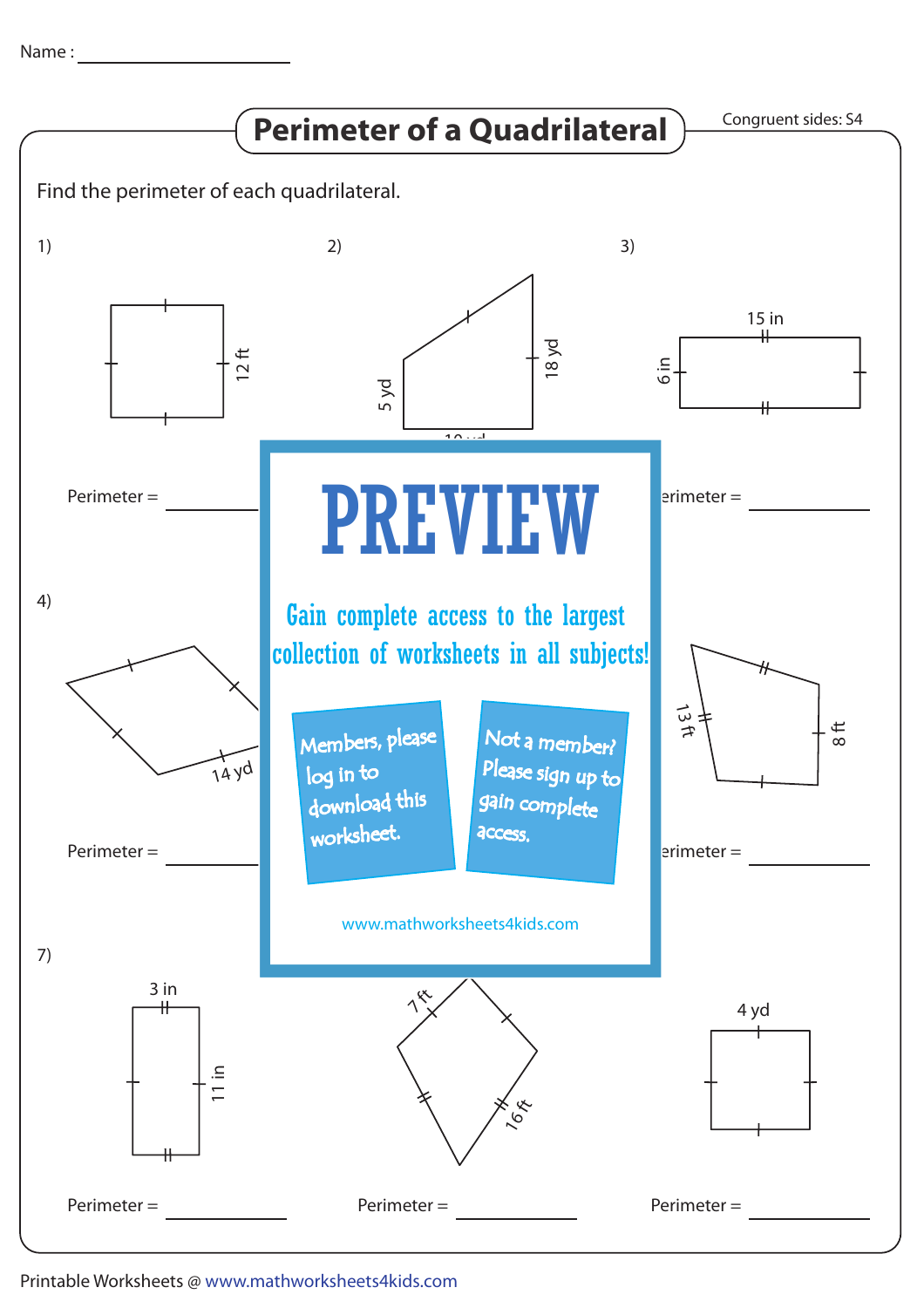Name : ______________________

# Perimeter of a Quadrilateral

Congruent sides: S4

Find the perimeter of each quadrilateral.

1)

12 ft

Perimeter = __________

2)

18 yd

5 yd

10 yd

Perimeter = __________

3)

15 in

6 in

Perimeter = __________

4)

14 yd

Perimeter = __________

5)

Perimeter = __________

6)

13 ft

8 ft

Perimeter = __________

**PREVIEW**

Gain complete access to the largest collection of worksheets in all subjects!

Members, please log in to download this worksheet.

Not a member? Please sign up to gain complete access.

www.mathworksheets4kids.com

7)

3 in

11 in

Perimeter = __________

8)

7 ft

16 ft

Perimeter = __________

9)

4 yd

Perimeter = __________

Printable Worksheets @ www.mathworksheets4kids.com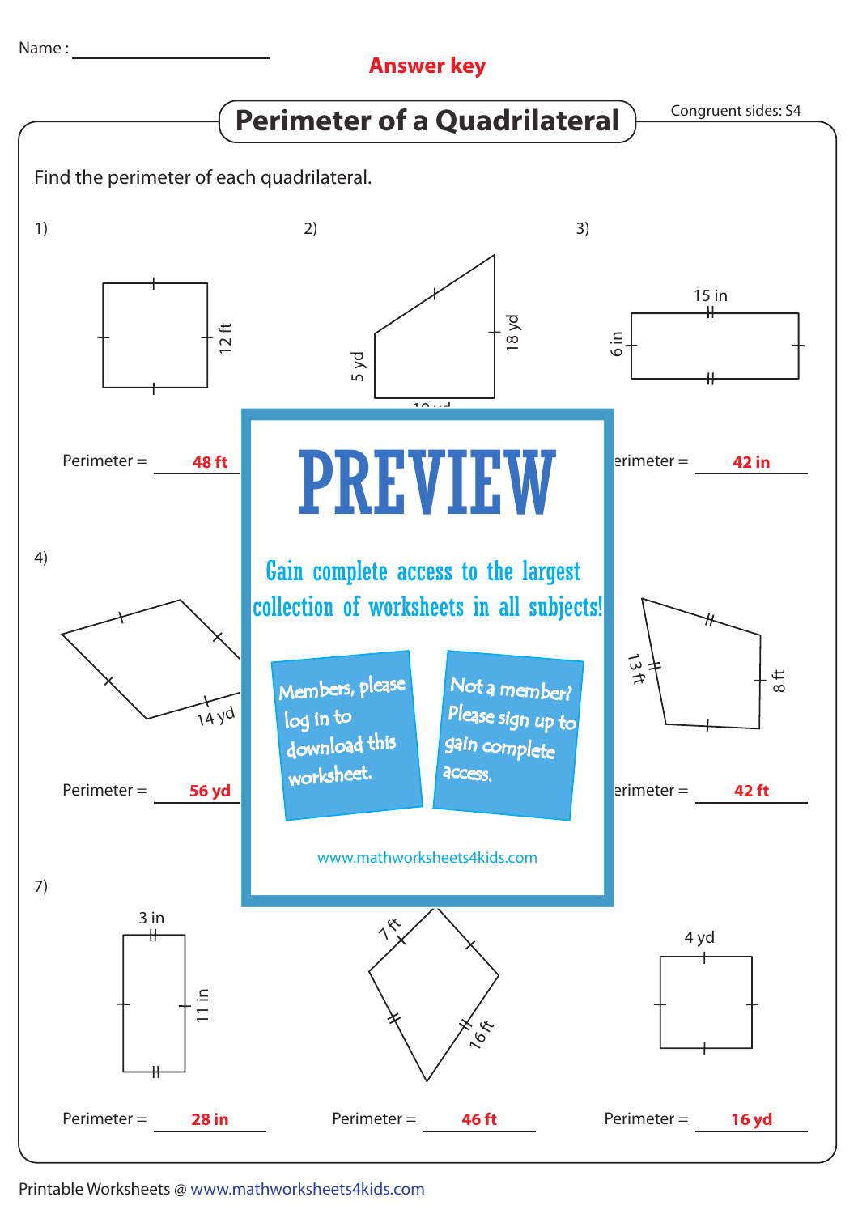Name : ____________________

**Answer key**

# Perimeter of a Quadrilateral

Congruent sides: S4

Find the perimeter of each quadrilateral.

1)

12 ft

Perimeter = **48 ft**

2)

5 yd

18 yd

10 yd

3)

15 in

6 in

Perimeter = **42 in**

4)

14 yd

Perimeter = **56 yd**

6)

13 ft

8 ft

Perimeter = **42 ft**

**PREVIEW**

Gain complete access to the largest collection of worksheets in all subjects!

Members, please log in to download this worksheet.

Not a member? Please sign up to gain complete access.

www.mathworksheets4kids.com

7)

3 in

11 in

Perimeter = **28 in**

8)

7 ft

16 ft

Perimeter = **46 ft**

9)

4 yd

Perimeter = **16 yd**

Printable Worksheets @ www.mathworksheets4kids.com